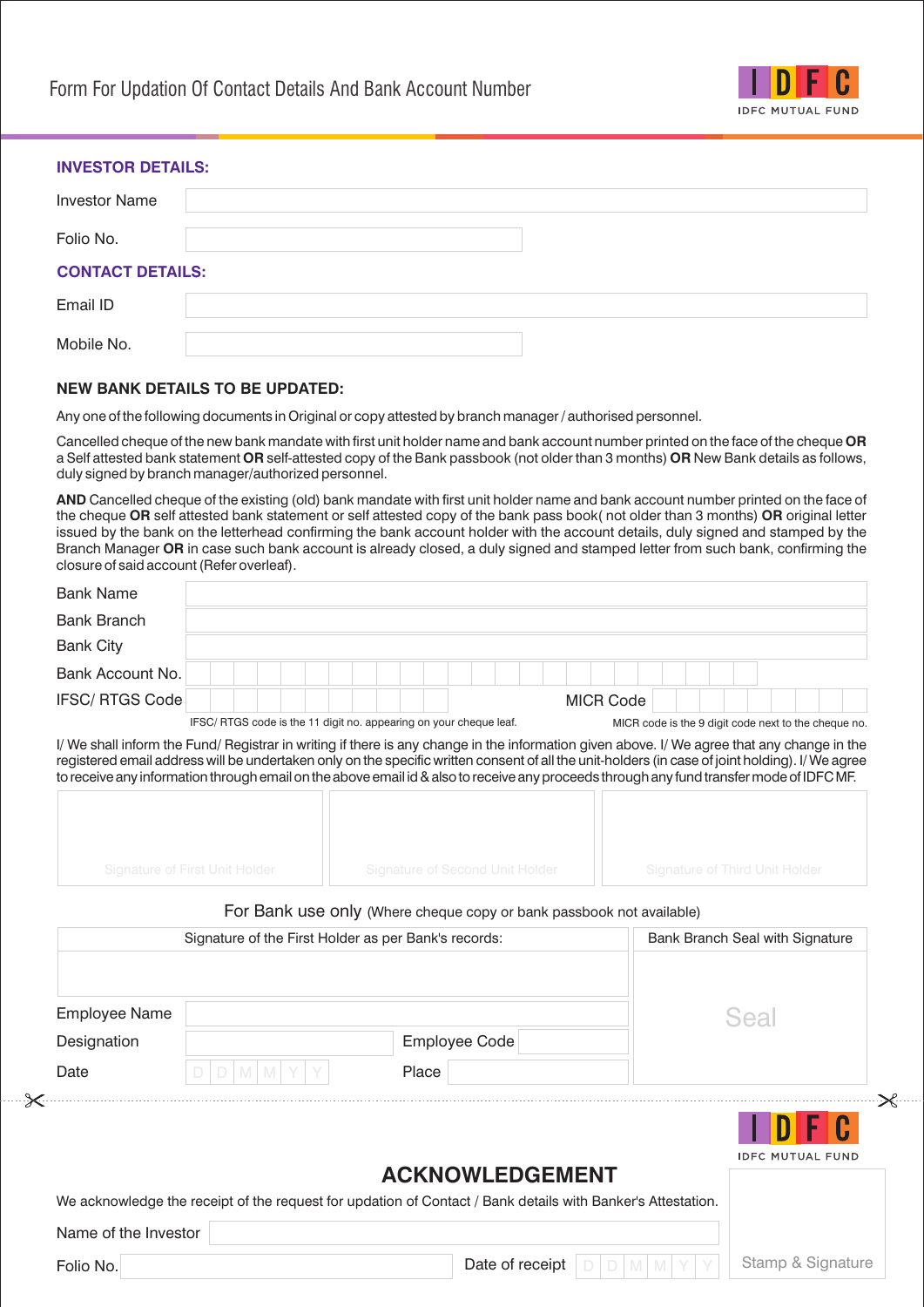# Form For Updation Of Contact Details And Bank Account Number

IDFC MUTUAL FUND

### INVESTOR DETAILS:

| | |
|---|---|
| Investor Name | |
| Folio No. | |

### CONTACT DETAILS:

| | |
|---|---|
| Email ID | |
| Mobile No. | |

### NEW BANK DETAILS TO BE UPDATED:

Any one of the following documents in Original or copy attested by branch manager / authorised personnel.

Cancelled cheque of the new bank mandate with first unit holder name and bank account number printed on the face of the cheque **OR** a Self attested bank statement **OR** self-attested copy of the Bank passbook (not older than 3 months) **OR** New Bank details as follows, duly signed by branch manager/authorized personnel.

**AND** Cancelled cheque of the existing (old) bank mandate with first unit holder name and bank account number printed on the face of the cheque **OR** self attested bank statement or self attested copy of the bank pass book( not older than 3 months) **OR** original letter issued by the bank on the letterhead confirming the bank account holder with the account details, duly signed and stamped by the Branch Manager **OR** in case such bank account is already closed, a duly signed and stamped letter from such bank, confirming the closure of said account (Refer overleaf).

| | | | |
|---|---|---|---|
| Bank Name | | | |
| Bank Branch | | | |
| Bank City | | | |
| Bank Account No. | | | |
| IFSC/ RTGS Code | | MICR Code | |

IFSC/ RTGS code is the 11 digit no. appearing on your cheque leaf. MICR code is the 9 digit code next to the cheque no.

I/ We shall inform the Fund/ Registrar in writing if there is any change in the information given above. I/ We agree that any change in the registered email address will be undertaken only on the specific written consent of all the unit-holders (in case of joint holding). I/ We agree to receive any information through email on the above email id & also to receive any proceeds through any fund transfer mode of IDFC MF.

| Signature of First Unit Holder | Signature of Second Unit Holder | Signature of Third Unit Holder |
|---|---|---|
| | | |

For Bank use only (Where cheque copy or bank passbook not available)

| Signature of the First Holder as per Bank's records: | | | | Bank Branch Seal with Signature |
|---|---|---|---|---|
| | | | | Seal |
| Employee Name | | | | |
| Designation | | Employee Code | | |
| Date | D D M M Y Y | Place | | |

---

IDFC MUTUAL FUND

## ACKNOWLEDGEMENT

We acknowledge the receipt of the request for updation of Contact / Bank details with Banker's Attestation.

| | | | |
|---|---|---|---|
| Name of the Investor | | | |
| Folio No. | | Date of receipt | D D M M Y Y |

Stamp & Signature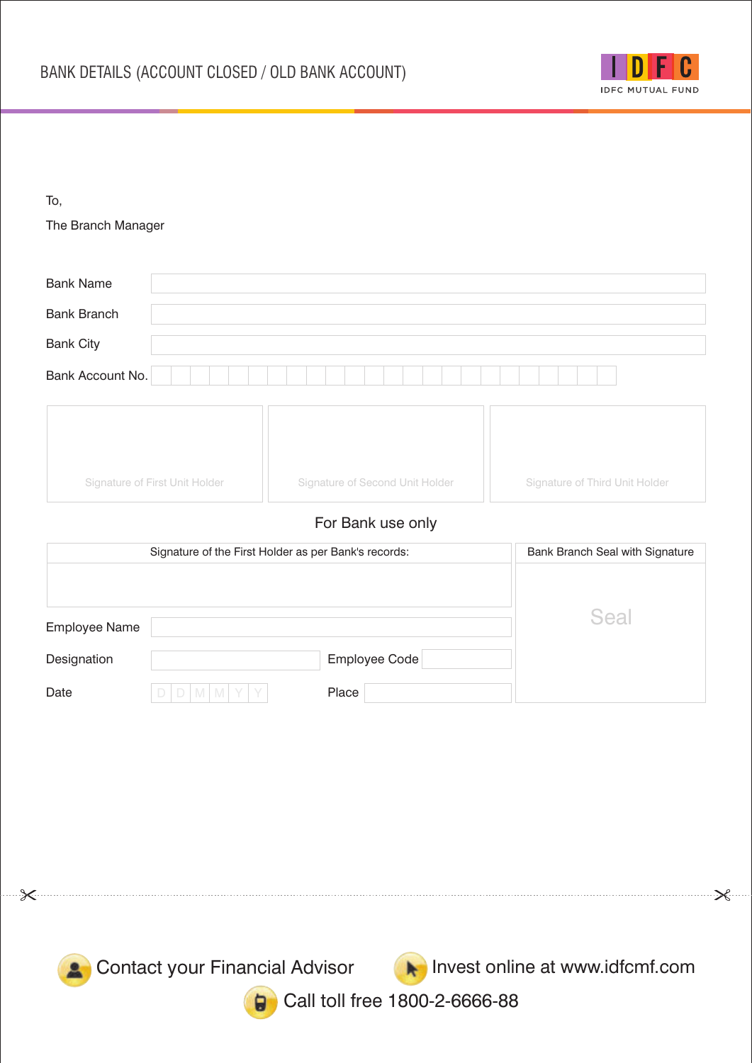# BANK DETAILS (ACCOUNT CLOSED / OLD BANK ACCOUNT)

IDFC MUTUAL FUND

To,

The Branch Manager

Bank Name

Bank Branch

Bank City

Bank Account No.

| | | |
|---|---|---|
| Signature of First Unit Holder | Signature of Second Unit Holder | Signature of Third Unit Holder |

## For Bank use only

| Signature of the First Holder as per Bank's records: | Bank Branch Seal with Signature |
|---|---|
| | Seal |

Employee Name

Designation | Employee Code

Date D D M M Y Y | Place

Contact your Financial Advisor

Invest online at www.idfcmf.com

Call toll free 1800-2-6666-88